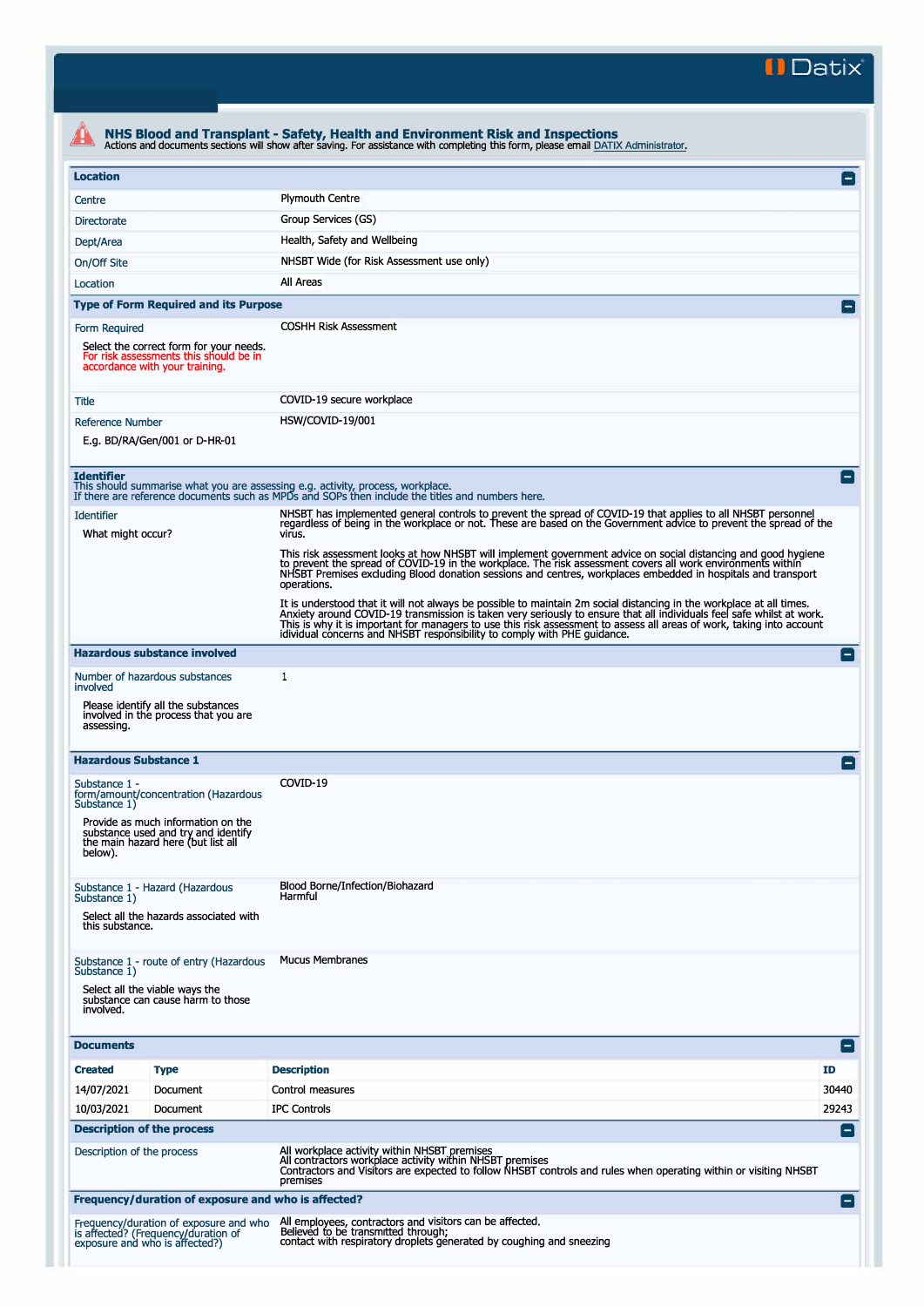Datix

# NHS Blood and Transplant - Safety, Health and Environment Risk and Inspections

Actions and documents sections will show after saving. For assistance with completing this form, please email DATIX Administrator.

## Location

| | |
|---|---|
| Centre | Plymouth Centre |
| Directorate | Group Services (GS) |
| Dept/Area | Health, Safety and Wellbeing |
| On/Off Site | NHSBT Wide (for Risk Assessment use only) |
| Location | All Areas |

## Type of Form Required and its Purpose

| | |
|---|---|
| Form Required<br><br>Select the correct form for your needs. For risk assessments this should be in accordance with your training. | COSHH Risk Assessment |
| Title | COVID-19 secure workplace |
| Reference Number<br><br>E.g. BD/RA/Gen/001 or D-HR-01 | HSW/COVID-19/001 |

## Identifier

This should summarise what you are assessing e.g. activity, process, workplace.
If there are reference documents such as MPDs and SOPs then include the titles and numbers here.

| | |
|---|---|
| Identifier<br><br>What might occur? | NHSBT has implemented general controls to prevent the spread of COVID-19 that applies to all NHSBT personnel regardless of being in the workplace or not. These are based on the Government advice to prevent the spread of the virus.<br><br>This risk assessment looks at how NHSBT will implement government advice on social distancing and good hygiene to prevent the spread of COVID-19 in the workplace. The risk assessment covers all work environments within NHSBT Premises excluding Blood donation sessions and centres, workplaces embedded in hospitals and transport operations.<br><br>It is understood that it will not always be possible to maintain 2m social distancing in the workplace at all times. Anxiety around COVID-19 transmission is taken very seriously to ensure that all individuals feel safe whilst at work. This is why it is important for managers to use this risk assessment to assess all areas of work, taking into account idividual concerns and NHSBT responsibility to comply with PHE guidance. |

## Hazardous substance involved

| | |
|---|---|
| Number of hazardous substances involved<br><br>Please identify all the substances involved in the process that you are assessing. | 1 |

## Hazardous Substance 1

| | |
|---|---|
| Substance 1 - form/amount/concentration (Hazardous Substance 1)<br><br>Provide as much information on the substance used and try and identify the main hazard here (but list all below). | COVID-19 |
| Substance 1 - Hazard (Hazardous Substance 1)<br><br>Select all the hazards associated with this substance. | Blood Borne/Infection/Biohazard<br>Harmful |
| Substance 1 - route of entry (Hazardous Substance 1)<br><br>Select all the viable ways the substance can cause harm to those involved. | Mucus Membranes |

## Documents

| Created | Type | Description | ID |
|---|---|---|---|
| 14/07/2021 | Document | Control measures | 30440 |
| 10/03/2021 | Document | IPC Controls | 29243 |

## Description of the process

| | |
|---|---|
| Description of the process | All workplace activity within NHSBT premises<br>All contractors workplace activity within NHSBT premises<br>Contractors and Visitors are expected to follow NHSBT controls and rules when operating within or visiting NHSBT premises |

## Frequency/duration of exposure and who is affected?

| | |
|---|---|
| Frequency/duration of exposure and who is affected? (Frequency/duration of exposure and who is affected?) | All employees, contractors and visitors can be affected.<br>Believed to be transmitted through;<br>contact with respiratory droplets generated by coughing and sneezing |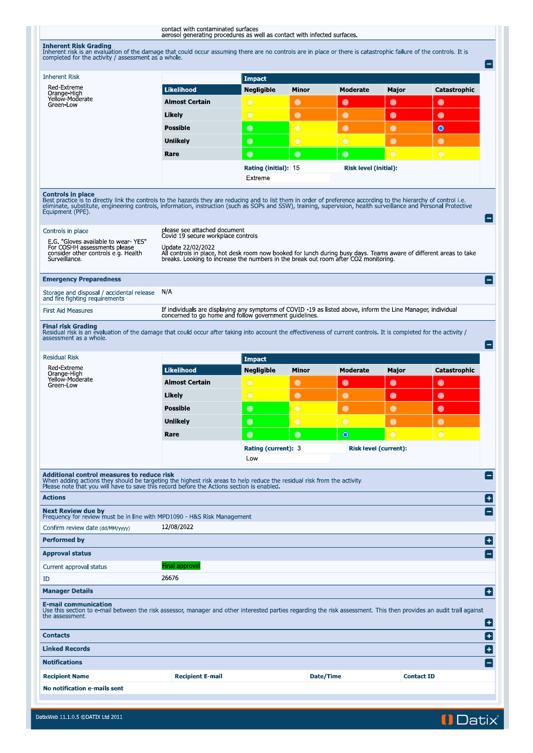contact with contaminated surfaces
aerosol generating procedures as well as contact with infected surfaces.

**Inherent Risk Grading**
Inherent risk is an evaluation of the damage that could occur assuming there are no controls are in place or there is catastrophic failure of the controls. It is completed for the activity / assessment as a whole.

Inherent Risk

Red-Extreme
Orange-High
Yellow-Moderate
Green-Low

| | Impact | | | | |
|---|---|---|---|---|---|
| **Likelihood** | **Negligible** | **Minor** | **Moderate** | **Major** | **Catastrophic** |
| **Almost Certain** | | | | | |
| **Likely** | | | | | |
| **Possible** | | | | | ◉ |
| **Unlikely** | | | | | |
| **Rare** | | | | | |

**Rating (initial):** 15 **Risk level (initial):** Extreme

**Controls in place**
Best practice is to directly link the controls to the hazards they are reducing and to list them in order of preference according to the hierarchy of control i.e. eliminate, substitute, engineering controls, information, instruction (such as SOPs and SSW), training, supervision, health surveillance and Personal Protective Equipment (PPE).

Controls in place

E.G. "Gloves available to wear- YES"
For COSHH assessments please consider other controls e.g. Health Surveillance.

please see attached document
Covid 19 secure workplace controls

Update 22/02/2022
All controls in place, hot desk room now booked for lunch during busy days. Teams aware of different areas to take breaks. Looking to increase the numbers in the break out room after CO2 monitoring.

**Emergency Preparedness**

Storage and disposal / accidental release and fire fighting requirements: N/A

First Aid Measures: If individuals are displaying any symptoms of COVID -19 as listed above, inform the Line Manager, individual concerned to go home and follow government guidelines.

**Final risk Grading**
Residual risk is an evaluation of the damage that could occur after taking into account the effectiveness of current controls. It is completed for the activity / assessment as a whole.

Residual Risk

Red-Extreme
Orange-High
Yellow-Moderate
Green-Low

| | Impact | | | | |
|---|---|---|---|---|---|
| **Likelihood** | **Negligible** | **Minor** | **Moderate** | **Major** | **Catastrophic** |
| **Almost Certain** | | | | | |
| **Likely** | | | | | |
| **Possible** | | | | | |
| **Unlikely** | | | | | |
| **Rare** | | | ◉ | | |

**Rating (current):** 3 **Risk level (current):** Low

**Additional control measures to reduce risk**
When adding actions they should be targeting the highest risk areas to help reduce the residual risk from the activity.
Please note that you will have to save this record before the Actions section is enabled.

**Actions**

**Next Review due by**
Frequency for review must be in line with MPD1090 - H&S Risk Management

Confirm review date (dd/MM/yyyy): 12/08/2022

**Performed by**

**Approval status**

Current approval status: Final approval

ID: 26676

**Manager Details**

**E-mail communication**
Use this section to e-mail between the risk assessor, manager and other interested parties regarding the risk assessment. This then provides an audit trail against the assessment.

**Contacts**

**Linked Records**

**Notifications**

| Recipient Name | Recipient E-mail | Date/Time | Contact ID |
|---|---|---|---|
| No notification e-mails sent | | | |

DatixWeb 11.1.0.5 ©DATIX Ltd 2011